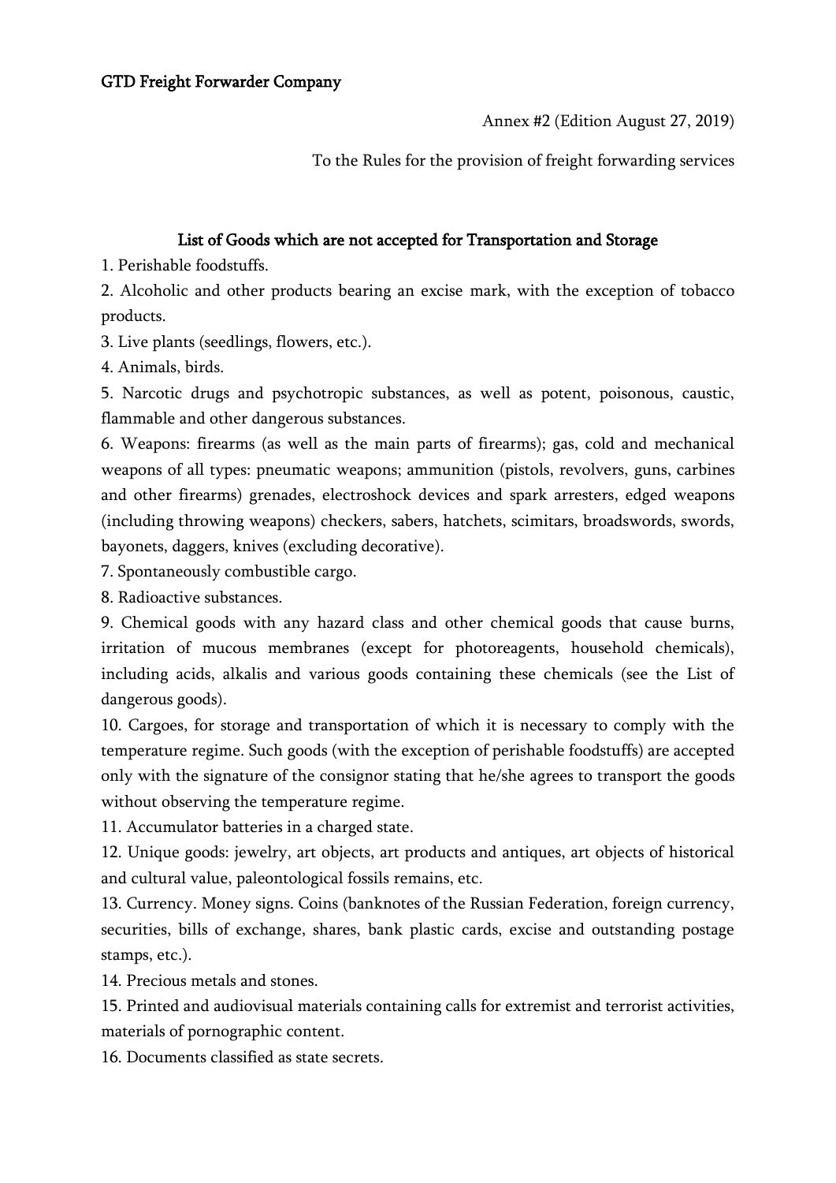GTD Freight Forwarder Company

Annex #2 (Edition August 27, 2019)

To the Rules for the provision of freight forwarding services

## List of Goods which are not accepted for Transportation and Storage

1. Perishable foodstuffs.
2. Alcoholic and other products bearing an excise mark, with the exception of tobacco products.
3. Live plants (seedlings, flowers, etc.).
4. Animals, birds.
5. Narcotic drugs and psychotropic substances, as well as potent, poisonous, caustic, flammable and other dangerous substances.
6. Weapons: firearms (as well as the main parts of firearms); gas, cold and mechanical weapons of all types: pneumatic weapons; ammunition (pistols, revolvers, guns, carbines and other firearms) grenades, electroshock devices and spark arresters, edged weapons (including throwing weapons) checkers, sabers, hatchets, scimitars, broadswords, swords, bayonets, daggers, knives (excluding decorative).
7. Spontaneously combustible cargo.
8. Radioactive substances.
9. Chemical goods with any hazard class and other chemical goods that cause burns, irritation of mucous membranes (except for photoreagents, household chemicals), including acids, alkalis and various goods containing these chemicals (see the List of dangerous goods).
10. Cargoes, for storage and transportation of which it is necessary to comply with the temperature regime. Such goods (with the exception of perishable foodstuffs) are accepted only with the signature of the consignor stating that he/she agrees to transport the goods without observing the temperature regime.
11. Accumulator batteries in a charged state.
12. Unique goods: jewelry, art objects, art products and antiques, art objects of historical and cultural value, paleontological fossils remains, etc.
13. Currency. Money signs. Coins (banknotes of the Russian Federation, foreign currency, securities, bills of exchange, shares, bank plastic cards, excise and outstanding postage stamps, etc.).
14. Precious metals and stones.
15. Printed and audiovisual materials containing calls for extremist and terrorist activities, materials of pornographic content.
16. Documents classified as state secrets.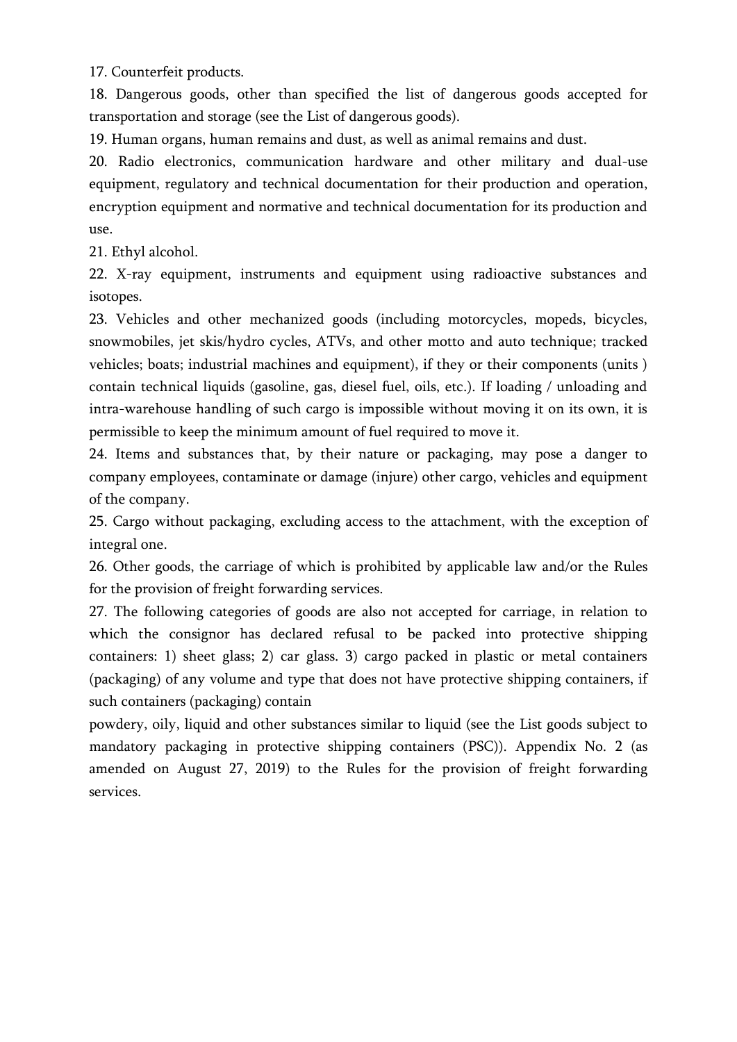17. Counterfeit products.

18. Dangerous goods, other than specified the list of dangerous goods accepted for transportation and storage (see the List of dangerous goods).

19. Human organs, human remains and dust, as well as animal remains and dust.

20. Radio electronics, communication hardware and other military and dual-use equipment, regulatory and technical documentation for their production and operation, encryption equipment and normative and technical documentation for its production and use.

21. Ethyl alcohol.

22. X-ray equipment, instruments and equipment using radioactive substances and isotopes.

23. Vehicles and other mechanized goods (including motorcycles, mopeds, bicycles, snowmobiles, jet skis/hydro cycles, ATVs, and other motto and auto technique; tracked vehicles; boats; industrial machines and equipment), if they or their components (units ) contain technical liquids (gasoline, gas, diesel fuel, oils, etc.). If loading / unloading and intra-warehouse handling of such cargo is impossible without moving it on its own, it is permissible to keep the minimum amount of fuel required to move it.

24. Items and substances that, by their nature or packaging, may pose a danger to company employees, contaminate or damage (injure) other cargo, vehicles and equipment of the company.

25. Cargo without packaging, excluding access to the attachment, with the exception of integral one.

26. Other goods, the carriage of which is prohibited by applicable law and/or the Rules for the provision of freight forwarding services.

27. The following categories of goods are also not accepted for carriage, in relation to which the consignor has declared refusal to be packed into protective shipping containers: 1) sheet glass; 2) car glass. 3) cargo packed in plastic or metal containers (packaging) of any volume and type that does not have protective shipping containers, if such containers (packaging) contain

powdery, oily, liquid and other substances similar to liquid (see the List goods subject to mandatory packaging in protective shipping containers (PSC)). Appendix No. 2 (as amended on August 27, 2019) to the Rules for the provision of freight forwarding services.